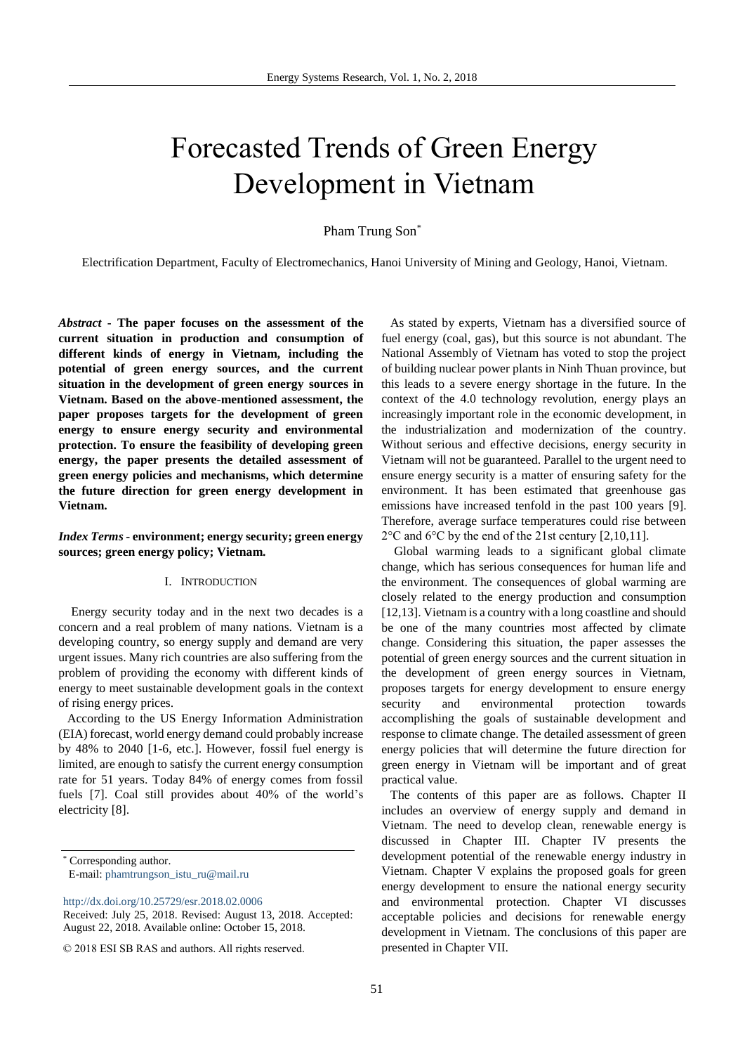# Forecasted Trends of Green Energy Development in Vietnam

Pham Trung Son*

Electrification Department, Faculty of Electromechanics, Hanoi University of Mining and Geology, Hanoi, Vietnam.

***Abstract*** **- The paper focuses on the assessment of the current situation in production and consumption of different kinds of energy in Vietnam, including the potential of green energy sources, and the current situation in the development of green energy sources in Vietnam. Based on the above-mentioned assessment, the paper proposes targets for the development of green energy to ensure energy security and environmental protection. To ensure the feasibility of developing green energy, the paper presents the detailed assessment of green energy policies and mechanisms, which determine the future direction for green energy development in Vietnam.**

***Index Terms*** **- environment; energy security; green energy sources; green energy policy; Vietnam.**

## I. INTRODUCTION

Energy security today and in the next two decades is a concern and a real problem of many nations. Vietnam is a developing country, so energy supply and demand are very urgent issues. Many rich countries are also suffering from the problem of providing the economy with different kinds of energy to meet sustainable development goals in the context of rising energy prices.

According to the US Energy Information Administration (EIA) forecast, world energy demand could probably increase by 48% to 2040 [1-6, etc.]. However, fossil fuel energy is limited, are enough to satisfy the current energy consumption rate for 51 years. Today 84% of energy comes from fossil fuels [7]. Coal still provides about 40% of the world's electricity [8].

As stated by experts, Vietnam has a diversified source of fuel energy (coal, gas), but this source is not abundant. The National Assembly of Vietnam has voted to stop the project of building nuclear power plants in Ninh Thuan province, but this leads to a severe energy shortage in the future. In the context of the 4.0 technology revolution, energy plays an increasingly important role in the economic development, in the industrialization and modernization of the country. Without serious and effective decisions, energy security in Vietnam will not be guaranteed. Parallel to the urgent need to ensure energy security is a matter of ensuring safety for the environment. It has been estimated that greenhouse gas emissions have increased tenfold in the past 100 years [9]. Therefore, average surface temperatures could rise between 2°C and 6°C by the end of the 21st century [2,10,11].

Global warming leads to a significant global climate change, which has serious consequences for human life and the environment. The consequences of global warming are closely related to the energy production and consumption [12,13]. Vietnam is a country with a long coastline and should be one of the many countries most affected by climate change. Considering this situation, the paper assesses the potential of green energy sources and the current situation in the development of green energy sources in Vietnam, proposes targets for energy development to ensure energy security and environmental protection towards accomplishing the goals of sustainable development and response to climate change. The detailed assessment of green energy policies that will determine the future direction for green energy in Vietnam will be important and of great practical value.

The contents of this paper are as follows. Chapter II includes an overview of energy supply and demand in Vietnam. The need to develop clean, renewable energy is discussed in Chapter III. Chapter IV presents the development potential of the renewable energy industry in Vietnam. Chapter V explains the proposed goals for green energy development to ensure the national energy security and environmental protection. Chapter VI discusses acceptable policies and decisions for renewable energy development in Vietnam. The conclusions of this paper are presented in Chapter VII.

---

* Corresponding author.
E-mail: phamtrungson_istu_ru@mail.ru

http://dx.doi.org/10.25729/esr.2018.02.0006
Received: July 25, 2018. Revised: August 13, 2018. Accepted: August 22, 2018. Available online: October 15, 2018.

© 2018 ESI SB RAS and authors. All rights reserved.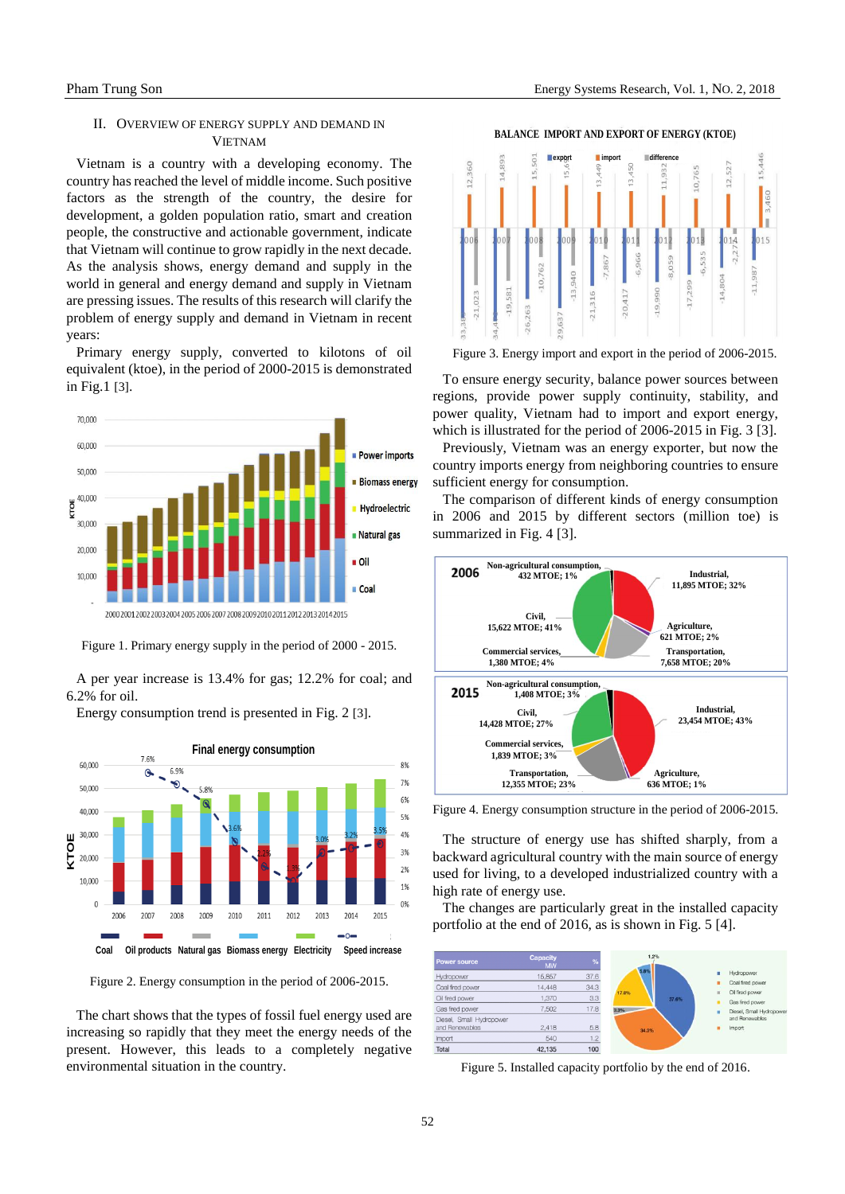## II. Overview of Energy Supply and Demand in Vietnam

Vietnam is a country with a developing economy. The country has reached the level of middle income. Such positive factors as the strength of the country, the desire for development, a golden population ratio, smart and creation people, the constructive and actionable government, indicate that Vietnam will continue to grow rapidly in the next decade. As the analysis shows, energy demand and supply in the world in general and energy demand and supply in Vietnam are pressing issues. The results of this research will clarify the problem of energy supply and demand in Vietnam in recent years:

Primary energy supply, converted to kilotons of oil equivalent (ktoe), in the period of 2000-2015 is demonstrated in Fig.1 [3].

Figure 1. Primary energy supply in the period of 2000 - 2015.

A per year increase is 13.4% for gas; 12.2% for coal; and 6.2% for oil.

Energy consumption trend is presented in Fig. 2 [3].

Figure 2. Energy consumption in the period of 2006-2015.

The chart shows that the types of fossil fuel energy used are increasing so rapidly that they meet the energy needs of the present. However, this leads to a completely negative environmental situation in the country.

Figure 3. Energy import and export in the period of 2006-2015.

To ensure energy security, balance power sources between regions, provide power supply continuity, stability, and power quality, Vietnam had to import and export energy, which is illustrated for the period of 2006-2015 in Fig. 3 [3].

Previously, Vietnam was an energy exporter, but now the country imports energy from neighboring countries to ensure sufficient energy for consumption.

The comparison of different kinds of energy consumption in 2006 and 2015 by different sectors (million toe) is summarized in Fig. 4 [3].

Figure 4. Energy consumption structure in the period of 2006-2015.

The structure of energy use has shifted sharply, from a backward agricultural country with the main source of energy used for living, to a developed industrialized country with a high rate of energy use.

The changes are particularly great in the installed capacity portfolio at the end of 2016, as is shown in Fig. 5 [4].

| Power source | Capacity MW | % |
|---|---|---|
| Hydropower | 15,857 | 37.6 |
| Coal fired power | 14,448 | 34.3 |
| Oil fired power | 1,370 | 3.3 |
| Gas fired power | 7,502 | 17.8 |
| Diesel, Small Hydropower and Renewables | 2,418 | 5.8 |
| Import | 540 | 1.2 |
| Total | 42,135 | 100 |

Figure 5. Installed capacity portfolio by the end of 2016.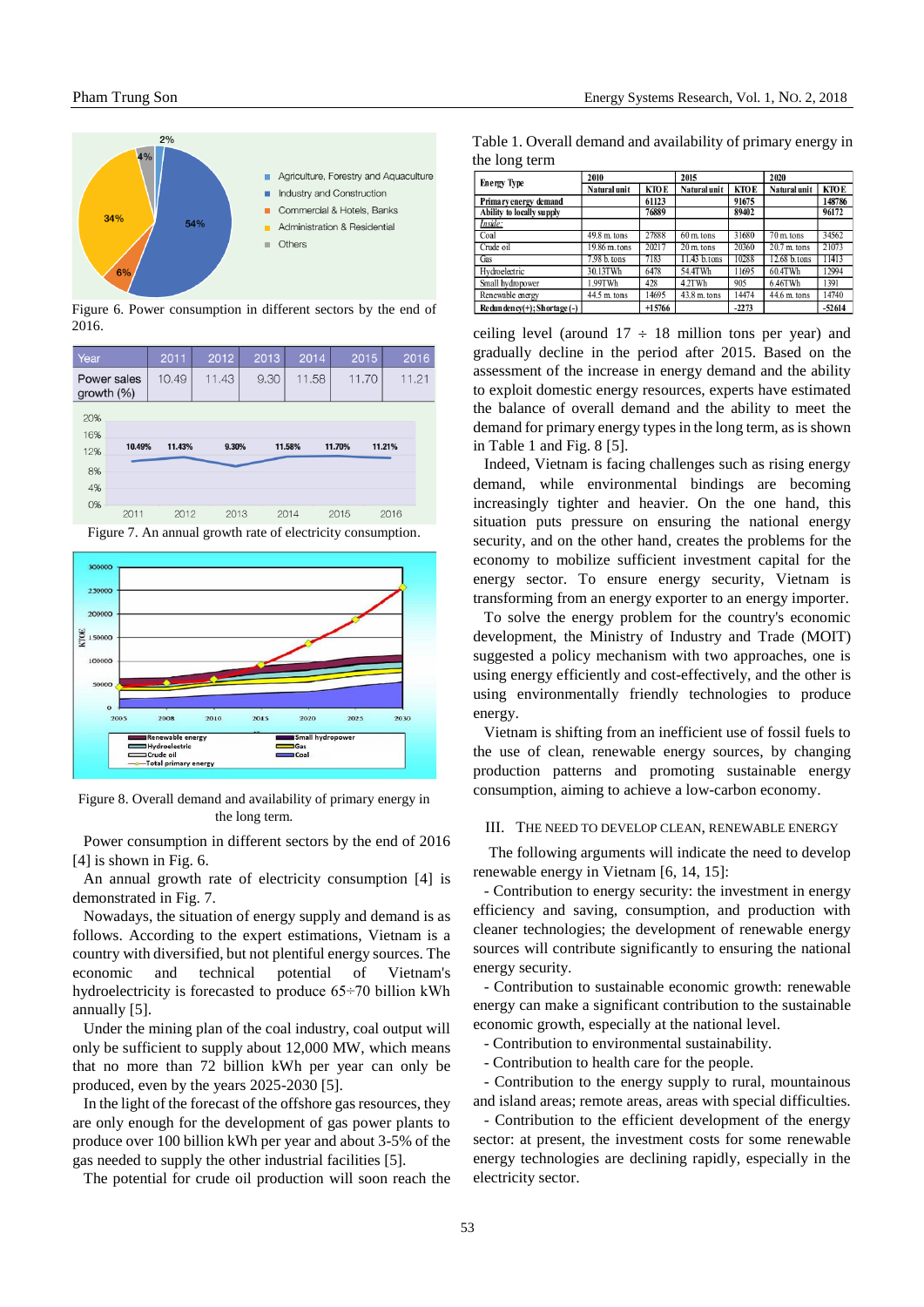Figure 6. Power consumption in different sectors by the end of 2016.

| Year | 2011 | 2012 | 2013 | 2014 | 2015 | 2016 |
|---|---|---|---|---|---|---|
| Power sales growth (%) | 10.49 | 11.43 | 9.30 | 11.58 | 11.70 | 11.21 |

Figure 7. An annual growth rate of electricity consumption.

Figure 8. Overall demand and availability of primary energy in the long term.

Power consumption in different sectors by the end of 2016 [4] is shown in Fig. 6.

An annual growth rate of electricity consumption [4] is demonstrated in Fig. 7.

Nowadays, the situation of energy supply and demand is as follows. According to the expert estimations, Vietnam is a country with diversified, but not plentiful energy sources. The economic and technical potential of Vietnam's hydroelectricity is forecasted to produce 65÷70 billion kWh annually [5].

Under the mining plan of the coal industry, coal output will only be sufficient to supply about 12,000 MW, which means that no more than 72 billion kWh per year can only be produced, even by the years 2025-2030 [5].

In the light of the forecast of the offshore gas resources, they are only enough for the development of gas power plants to produce over 100 billion kWh per year and about 3-5% of the gas needed to supply the other industrial facilities [5].

The potential for crude oil production will soon reach the ceiling level (around 17 ÷ 18 million tons per year) and gradually decline in the period after 2015. Based on the assessment of the increase in energy demand and the ability to exploit domestic energy resources, experts have estimated the balance of overall demand and the ability to meet the demand for primary energy types in the long term, as is shown in Table 1 and Fig. 8 [5].

Table 1. Overall demand and availability of primary energy in the long term

| Energy Type | 2010 | | 2015 | | 2020 | |
|---|---|---|---|---|---|---|
| | Natural unit | KTOE | Natural unit | KTOE | Natural unit | KTOE |
| **Primary energy demand** | | **61123** | | **91675** | | **148786** |
| **Ability to locally supply** | | **76889** | | **89402** | | **96172** |
| *Inside:* | | | | | | |
| Coal | 49.8 m. tons | 27888 | 60 m. tons | 31680 | 70 m. tons | 34562 |
| Crude oil | 19.86 m. tons | 20217 | 20 m. tons | 20360 | 20.7 m. tons | 21073 |
| Gas | 7.98 b. tons | 7183 | 11.43 b.tons | 10288 | 12.68 b.tons | 11413 |
| Hydroelectric | 30.13TWh | 6478 | 54.4TWh | 11695 | 60.4TWh | 12994 |
| Small hydropower | 1.99TWh | 428 | 4.2TWh | 905 | 6.46TWh | 1391 |
| Renewable energy | 44.5 m. tons | 14695 | 43.8 m. tons | 14474 | 44.6 m. tons | 14740 |
| **Redundency(+); Shortage (-)** | | **+15766** | | **-2273** | | **-52614** |

Indeed, Vietnam is facing challenges such as rising energy demand, while environmental bindings are becoming increasingly tighter and heavier. On the one hand, this situation puts pressure on ensuring the national energy security, and on the other hand, creates the problems for the economy to mobilize sufficient investment capital for the energy sector. To ensure energy security, Vietnam is transforming from an energy exporter to an energy importer.

To solve the energy problem for the country's economic development, the Ministry of Industry and Trade (MOIT) suggested a policy mechanism with two approaches, one is using energy efficiently and cost-effectively, and the other is using environmentally friendly technologies to produce energy.

Vietnam is shifting from an inefficient use of fossil fuels to the use of clean, renewable energy sources, by changing production patterns and promoting sustainable energy consumption, aiming to achieve a low-carbon economy.

## III. The Need to Develop Clean, Renewable Energy

The following arguments will indicate the need to develop renewable energy in Vietnam [6, 14, 15]:

- Contribution to energy security: the investment in energy efficiency and saving, consumption, and production with cleaner technologies; the development of renewable energy sources will contribute significantly to ensuring the national energy security.
- Contribution to sustainable economic growth: renewable energy can make a significant contribution to the sustainable economic growth, especially at the national level.
- Contribution to environmental sustainability.
- Contribution to health care for the people.
- Contribution to the energy supply to rural, mountainous and island areas, remote areas, areas with special difficulties.
- Contribution to the efficient development of the energy sector: at present, the investment costs for some renewable energy technologies are declining rapidly, especially in the electricity sector.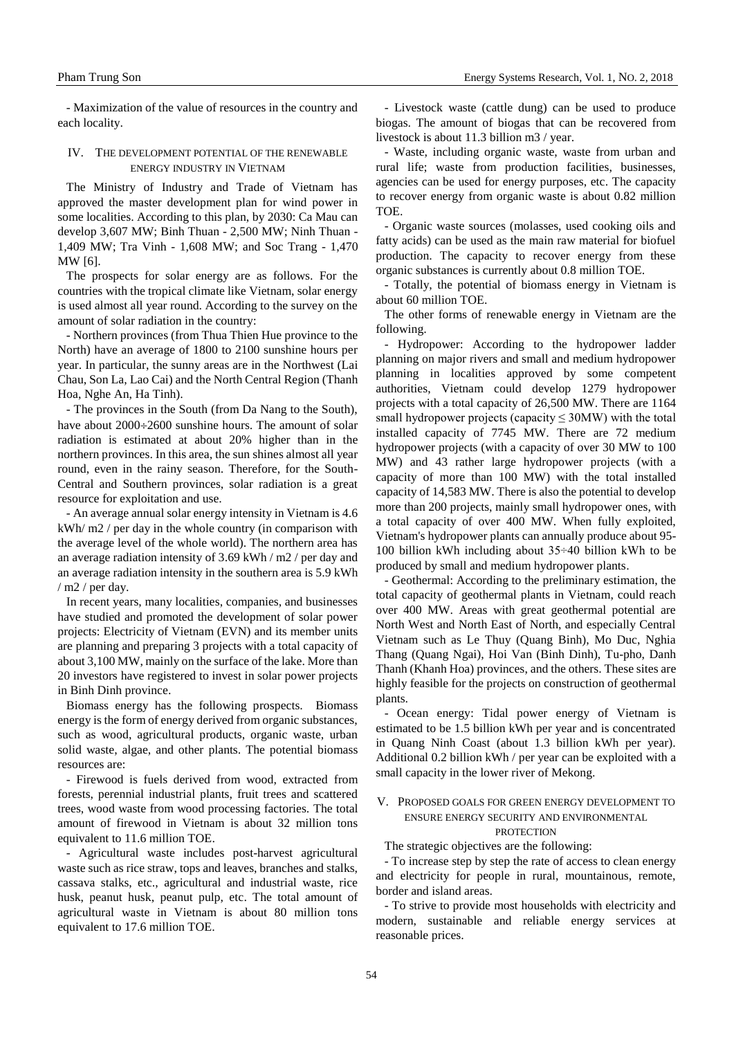- Maximization of the value of resources in the country and each locality.

## IV. The development potential of the renewable energy industry in Vietnam

The Ministry of Industry and Trade of Vietnam has approved the master development plan for wind power in some localities. According to this plan, by 2030: Ca Mau can develop 3,607 MW; Binh Thuan - 2,500 MW; Ninh Thuan - 1,409 MW; Tra Vinh - 1,608 MW; and Soc Trang - 1,470 MW [6].

The prospects for solar energy are as follows. For the countries with the tropical climate like Vietnam, solar energy is used almost all year round. According to the survey on the amount of solar radiation in the country:

- Northern provinces (from Thua Thien Hue province to the North) have an average of 1800 to 2100 sunshine hours per year. In particular, the sunny areas are in the Northwest (Lai Chau, Son La, Lao Cai) and the North Central Region (Thanh Hoa, Nghe An, Ha Tinh).

- The provinces in the South (from Da Nang to the South), have about 2000÷2600 sunshine hours. The amount of solar radiation is estimated at about 20% higher than in the northern provinces. In this area, the sun shines almost all year round, even in the rainy season. Therefore, for the South-Central and Southern provinces, solar radiation is a great resource for exploitation and use.

- An average annual solar energy intensity in Vietnam is 4.6 kWh/ m2 / per day in the whole country (in comparison with the average level of the whole world). The northern area has an average radiation intensity of 3.69 kWh / m2 / per day and an average radiation intensity in the southern area is 5.9 kWh / m2 / per day.

In recent years, many localities, companies, and businesses have studied and promoted the development of solar power projects: Electricity of Vietnam (EVN) and its member units are planning and preparing 3 projects with a total capacity of about 3,100 MW, mainly on the surface of the lake. More than 20 investors have registered to invest in solar power projects in Binh Dinh province.

Biomass energy has the following prospects. Biomass energy is the form of energy derived from organic substances, such as wood, agricultural products, organic waste, urban solid waste, algae, and other plants. The potential biomass resources are:

- Firewood is fuels derived from wood, extracted from forests, perennial industrial plants, fruit trees and scattered trees, wood waste from wood processing factories. The total amount of firewood in Vietnam is about 32 million tons equivalent to 11.6 million TOE.

- Agricultural waste includes post-harvest agricultural waste such as rice straw, tops and leaves, branches and stalks, cassava stalks, etc., agricultural and industrial waste, rice husk, peanut husk, peanut pulp, etc. The total amount of agricultural waste in Vietnam is about 80 million tons equivalent to 17.6 million TOE.

- Livestock waste (cattle dung) can be used to produce biogas. The amount of biogas that can be recovered from livestock is about 11.3 billion m3 / year.

- Waste, including organic waste, waste from urban and rural life; waste from production facilities, businesses, agencies can be used for energy purposes, etc. The capacity to recover energy from organic waste is about 0.82 million TOE.

- Organic waste sources (molasses, used cooking oils and fatty acids) can be used as the main raw material for biofuel production. The capacity to recover energy from these organic substances is currently about 0.8 million TOE.

- Totally, the potential of biomass energy in Vietnam is about 60 million TOE.

The other forms of renewable energy in Vietnam are the following.

- Hydropower: According to the hydropower ladder planning on major rivers and small and medium hydropower planning in localities approved by some competent authorities, Vietnam could develop 1279 hydropower projects with a total capacity of 26,500 MW. There are 1164 small hydropower projects (capacity ≤ 30MW) with the total installed capacity of 7745 MW. There are 72 medium hydropower projects (with a capacity of over 30 MW to 100 MW) and 43 rather large hydropower projects (with a capacity of more than 100 MW) with the total installed capacity of 14,583 MW. There is also the potential to develop more than 200 projects, mainly small hydropower ones, with a total capacity of over 400 MW. When fully exploited, Vietnam's hydropower plants can annually produce about 95-100 billion kWh including about 35÷40 billion kWh to be produced by small and medium hydropower plants.

- Geothermal: According to the preliminary estimation, the total capacity of geothermal plants in Vietnam, could reach over 400 MW. Areas with great geothermal potential are North West and North East of North, and especially Central Vietnam such as Le Thuy (Quang Binh), Mo Duc, Nghia Thang (Quang Ngai), Hoi Van (Binh Dinh), Tu-pho, Danh Thanh (Khanh Hoa) provinces, and the others. These sites are highly feasible for the projects on construction of geothermal plants.

- Ocean energy: Tidal power energy of Vietnam is estimated to be 1.5 billion kWh per year and is concentrated in Quang Ninh Coast (about 1.3 billion kWh per year). Additional 0.2 billion kWh / per year can be exploited with a small capacity in the lower river of Mekong.

## V. Proposed goals for green energy development to ensure energy security and environmental protection

The strategic objectives are the following:

- To increase step by step the rate of access to clean energy and electricity for people in rural, mountainous, remote, border and island areas.

- To strive to provide most households with electricity and modern, sustainable and reliable energy services at reasonable prices.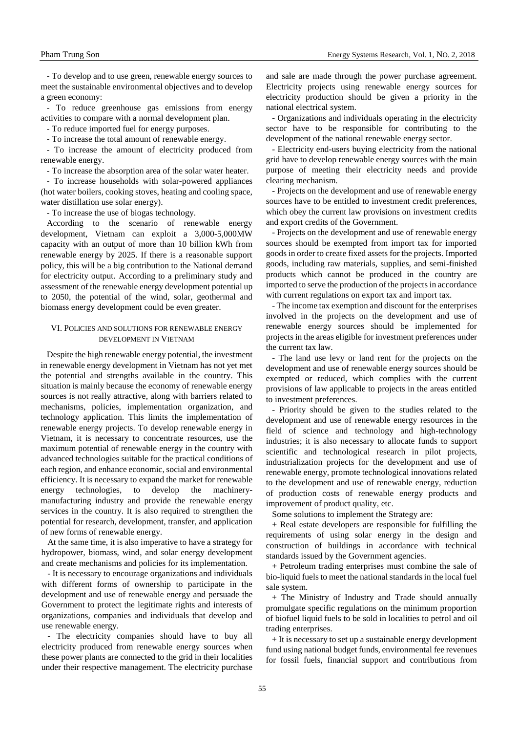- To develop and to use green, renewable energy sources to meet the sustainable environmental objectives and to develop a green economy:

- To reduce greenhouse gas emissions from energy activities to compare with a normal development plan.

- To reduce imported fuel for energy purposes.

- To increase the total amount of renewable energy.

- To increase the amount of electricity produced from renewable energy.

- To increase the absorption area of the solar water heater.

- To increase households with solar-powered appliances (hot water boilers, cooking stoves, heating and cooling space, water distillation use solar energy).

- To increase the use of biogas technology.

According to the scenario of renewable energy development, Vietnam can exploit a 3,000-5,000MW capacity with an output of more than 10 billion kWh from renewable energy by 2025. If there is a reasonable support policy, this will be a big contribution to the National demand for electricity output. According to a preliminary study and assessment of the renewable energy development potential up to 2050, the potential of the wind, solar, geothermal and biomass energy development could be even greater.

## VI. Policies and solutions for renewable energy development in Vietnam

Despite the high renewable energy potential, the investment in renewable energy development in Vietnam has not yet met the potential and strengths available in the country. This situation is mainly because the economy of renewable energy sources is not really attractive, along with barriers related to mechanisms, policies, implementation organization, and technology application. This limits the implementation of renewable energy projects. To develop renewable energy in Vietnam, it is necessary to concentrate resources, use the maximum potential of renewable energy in the country with advanced technologies suitable for the practical conditions of each region, and enhance economic, social and environmental efficiency. It is necessary to expand the market for renewable energy technologies, to develop the machinery-manufacturing industry and provide the renewable energy services in the country. It is also required to strengthen the potential for research, development, transfer, and application of new forms of renewable energy.

At the same time, it is also imperative to have a strategy for hydropower, biomass, wind, and solar energy development and create mechanisms and policies for its implementation.

- It is necessary to encourage organizations and individuals with different forms of ownership to participate in the development and use of renewable energy and persuade the Government to protect the legitimate rights and interests of organizations, companies and individuals that develop and use renewable energy.

- The electricity companies should have to buy all electricity produced from renewable energy sources when these power plants are connected to the grid in their localities under their respective management. The electricity purchase and sale are made through the power purchase agreement. Electricity projects using renewable energy sources for electricity production should be given a priority in the national electrical system.

- Organizations and individuals operating in the electricity sector have to be responsible for contributing to the development of the national renewable energy sector.

- Electricity end-users buying electricity from the national grid have to develop renewable energy sources with the main purpose of meeting their electricity needs and provide clearing mechanism.

- Projects on the development and use of renewable energy sources have to be entitled to investment credit preferences, which obey the current law provisions on investment credits and export credits of the Government.

- Projects on the development and use of renewable energy sources should be exempted from import tax for imported goods in order to create fixed assets for the projects. Imported goods, including raw materials, supplies, and semi-finished products which cannot be produced in the country are imported to serve the production of the projects in accordance with current regulations on export tax and import tax.

- The income tax exemption and discount for the enterprises involved in the projects on the development and use of renewable energy sources should be implemented for projects in the areas eligible for investment preferences under the current tax law.

- The land use levy or land rent for the projects on the development and use of renewable energy sources should be exempted or reduced, which complies with the current provisions of law applicable to projects in the areas entitled to investment preferences.

- Priority should be given to the studies related to the development and use of renewable energy resources in the field of science and technology and high-technology industries; it is also necessary to allocate funds to support scientific and technological research in pilot projects, industrialization projects for the development and use of renewable energy, promote technological innovations related to the development and use of renewable energy, reduction of production costs of renewable energy products and improvement of product quality, etc.

Some solutions to implement the Strategy are:

+ Real estate developers are responsible for fulfilling the requirements of using solar energy in the design and construction of buildings in accordance with technical standards issued by the Government agencies.

+ Petroleum trading enterprises must combine the sale of bio-liquid fuels to meet the national standards in the local fuel sale system.

+ The Ministry of Industry and Trade should annually promulgate specific regulations on the minimum proportion of biofuel liquid fuels to be sold in localities to petrol and oil trading enterprises.

+ It is necessary to set up a sustainable energy development fund using national budget funds, environmental fee revenues for fossil fuels, financial support and contributions from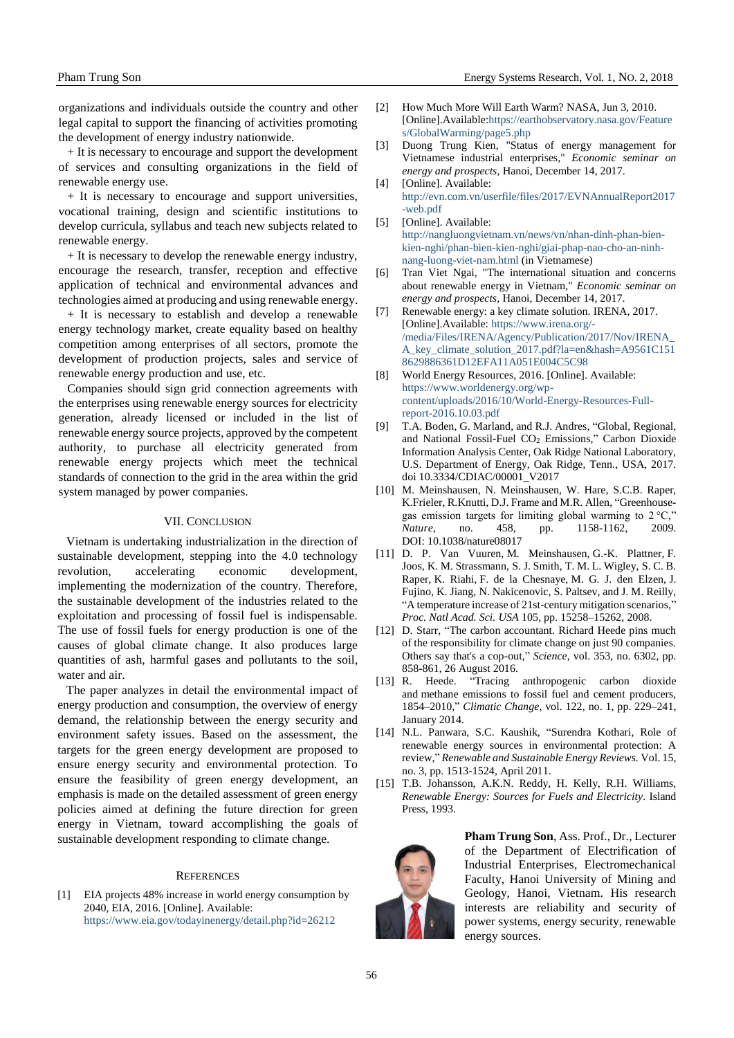organizations and individuals outside the country and other legal capital to support the financing of activities promoting the development of energy industry nationwide.

+ It is necessary to encourage and support the development of services and consulting organizations in the field of renewable energy use.

+ It is necessary to encourage and support universities, vocational training, design and scientific institutions to develop curricula, syllabus and teach new subjects related to renewable energy.

+ It is necessary to develop the renewable energy industry, encourage the research, transfer, reception and effective application of technical and environmental advances and technologies aimed at producing and using renewable energy.

+ It is necessary to establish and develop a renewable energy technology market, create equality based on healthy competition among enterprises of all sectors, promote the development of production projects, sales and service of renewable energy production and use, etc.

Companies should sign grid connection agreements with the enterprises using renewable energy sources for electricity generation, already licensed or included in the list of renewable energy source projects, approved by the competent authority, to purchase all electricity generated from renewable energy projects which meet the technical standards of connection to the grid in the area within the grid system managed by power companies.

## VII. Conclusion

Vietnam is undertaking industrialization in the direction of sustainable development, stepping into the 4.0 technology revolution, accelerating economic development, implementing the modernization of the country. Therefore, the sustainable development of the industries related to the exploitation and processing of fossil fuel is indispensable. The use of fossil fuels for energy production is one of the causes of global climate change. It also produces large quantities of ash, harmful gases and pollutants to the soil, water and air.

The paper analyzes in detail the environmental impact of energy production and consumption, the overview of energy demand, the relationship between the energy security and environment safety issues. Based on the assessment, the targets for the green energy development are proposed to ensure energy security and environmental protection. To ensure the feasibility of green energy development, an emphasis is made on the detailed assessment of green energy policies aimed at defining the future direction for green energy in Vietnam, toward accomplishing the goals of sustainable development responding to climate change.

## References

[1] EIA projects 48% increase in world energy consumption by 2040, EIA, 2016. [Online]. Available: https://www.eia.gov/todayinenergy/detail.php?id=26212

[2] How Much More Will Earth Warm? NASA, Jun 3, 2010. [Online].Available:https://earthobservatory.nasa.gov/Features/GlobalWarming/page5.php

[3] Duong Trung Kien, "Status of energy management for Vietnamese industrial enterprises," *Economic seminar on energy and prospects*, Hanoi, December 14, 2017.

[4] [Online]. Available: http://evn.com.vn/userfile/files/2017/EVNAnnualReport2017-web.pdf

[5] [Online]. Available: http://nangluongvietnam.vn/news/vn/nhan-dinh-phan-bien-kien-nghi/phan-bien-kien-nghi/giai-phap-nao-cho-an-ninh-nang-luong-viet-nam.html (in Vietnamese)

[6] Tran Viet Ngai, "The international situation and concerns about renewable energy in Vietnam," *Economic seminar on energy and prospects*, Hanoi, December 14, 2017.

[7] Renewable energy: a key climate solution. IRENA, 2017. [Online].Available: https://www.irena.org/-/media/Files/IRENA/Agency/Publication/2017/Nov/IRENA_A_key_climate_solution_2017.pdf?la=en&hash=A9561C1518629886361D12EFA11A051E004C5C98

[8] World Energy Resources, 2016. [Online]. Available: https://www.worldenergy.org/wp-content/uploads/2016/10/World-Energy-Resources-Full-report-2016.10.03.pdf

[9] T.A. Boden, G. Marland, and R.J. Andres, "Global, Regional, and National Fossil-Fuel $CO_2$ Emissions," Carbon Dioxide Information Analysis Center, Oak Ridge National Laboratory, U.S. Department of Energy, Oak Ridge, Tenn., USA, 2017. doi 10.3334/CDIAC/00001_V2017

[10] M. Meinshausen, N. Meinshausen, W. Hare, S.C.B. Raper, K.Frieler, R.Knutti, D.J. Frame and M.R. Allen, "Greenhouse-gas emission targets for limiting global warming to 2 °C," *Nature*, no. 458, pp. 1158-1162, 2009. DOI: 10.1038/nature08017

[11] D. P. Van Vuuren, M. Meinshausen, G.-K. Plattner, F. Joos, K. M. Strassmann, S. J. Smith, T. M. L. Wigley, S. C. B. Raper, K. Riahi, F. de la Chesnaye, M. G. J. den Elzen, J. Fujino, K. Jiang, N. Nakicenovic, S. Paltsev, and J. M. Reilly, "A temperature increase of 21st-century mitigation scenarios," *Proc. Natl Acad. Sci. USA* 105, pp. 15258–15262, 2008.

[12] D. Starr, "The carbon accountant. Richard Heede pins much of the responsibility for climate change on just 90 companies. Others say that's a cop-out," *Science*, vol. 353, no. 6302, pp. 858-861, 26 August 2016.

[13] R. Heede. "Tracing anthropogenic carbon dioxide and methane emissions to fossil fuel and cement producers, 1854–2010," *Climatic Change*, vol. 122, no. 1, pp. 229–241, January 2014.

[14] N.L. Panwara, S.C. Kaushik, "Surendra Kothari, Role of renewable energy sources in environmental protection: A review," *Renewable and Sustainable Energy Reviews*. Vol. 15, no. 3, pp. 1513-1524, April 2011.

[15] T.B. Johansson, A.K.N. Reddy, H. Kelly, R.H. Williams, *Renewable Energy: Sources for Fuels and Electricity*. Island Press, 1993.

**Pham Trung Son**, Ass. Prof., Dr., Lecturer of the Department of Electrification of Industrial Enterprises, Electromechanical Faculty, Hanoi University of Mining and Geology, Hanoi, Vietnam. His research interests are reliability and security of power systems, energy security, renewable energy sources.